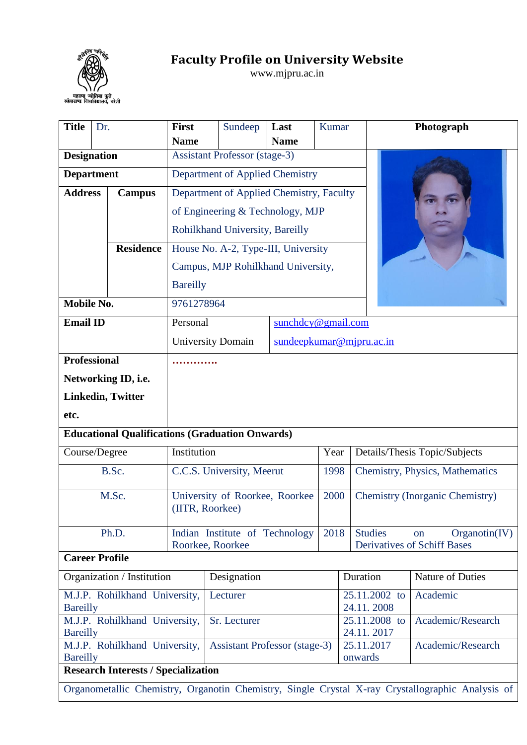महात्मा ज्योतिबा फुले रुहेलखण्ड विश्वविद्यालय, बरेली

# Faculty Profile on University Website

www.mjpru.ac.in

| Title | Dr. | First Name | Sundeep | Last Name | Kumar | Photograph |
|---|---|---|---|---|---|---|
| Designation | | Assistant Professor (stage-3) | | | | |
| Department | | Department of Applied Chemistry | | | | |
| Address | Campus | Department of Applied Chemistry, Faculty of Engineering & Technology, MJP Rohilkhand University, Bareilly | | | | |
| | Residence | House No. A-2, Type-III, University Campus, MJP Rohilkhand University, Bareilly | | | | |
| Mobile No. | | 9761278964 | | | | |
| Email ID | | Personal | sunchdcy@gmail.com | | | |
| | | University Domain | sundeepkumar@mjpru.ac.in | | | |
| Professional Networking ID, i.e. Linkedin, Twitter etc. | | ………… | | | | |

## Educational Qualifications (Graduation Onwards)

| Course/Degree | Institution | Year | Details/Thesis Topic/Subjects |
|---|---|---|---|
| B.Sc. | C.C.S. University, Meerut | 1998 | Chemistry, Physics, Mathematics |
| M.Sc. | University of Roorkee, Roorkee (IITR, Roorkee) | 2000 | Chemistry (Inorganic Chemistry) |
| Ph.D. | Indian Institute of Technology Roorkee, Roorkee | 2018 | Studies on Organotin(IV) Derivatives of Schiff Bases |

## Career Profile

| Organization / Institution | Designation | Duration | Nature of Duties |
|---|---|---|---|
| M.J.P. Rohilkhand University, Bareilly | Lecturer | 25.11.2002 to 24.11. 2008 | Academic |
| M.J.P. Rohilkhand University, Bareilly | Sr. Lecturer | 25.11.2008 to 24.11. 2017 | Academic/Research |
| M.J.P. Rohilkhand University, Bareilly | Assistant Professor (stage-3) | 25.11.2017 onwards | Academic/Research |

## Research Interests / Specialization

Organometallic Chemistry, Organotin Chemistry, Single Crystal X-ray Crystallographic Analysis of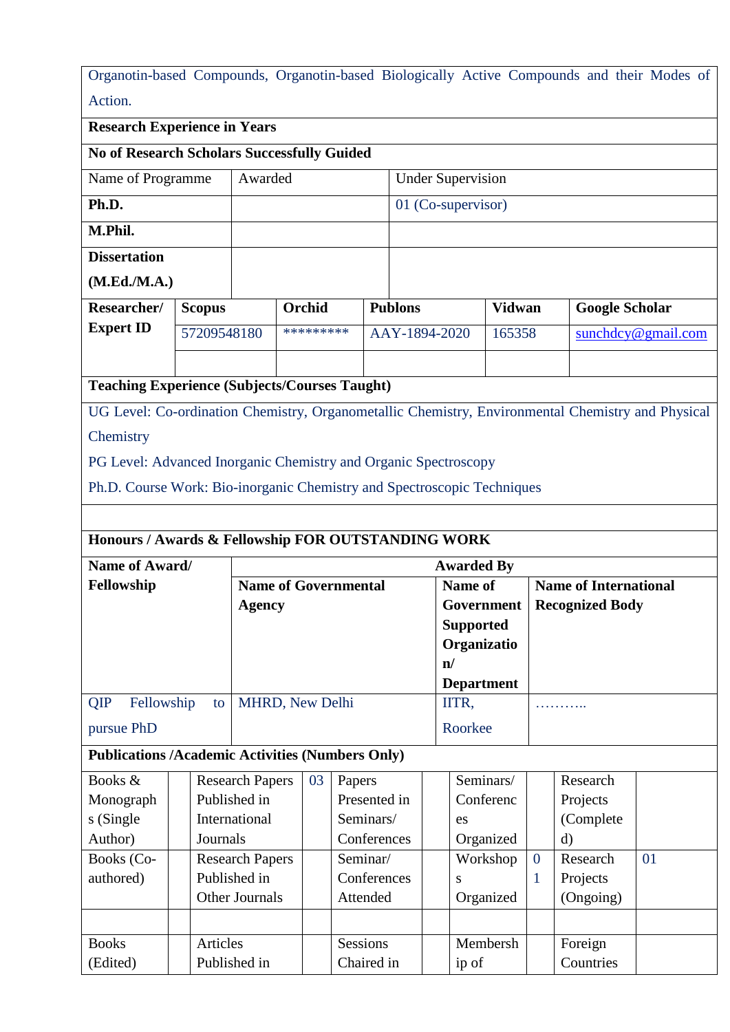| Organotin-based Compounds, Organotin-based Biologically Active Compounds and their Modes of Action. | | |
|---|---|---|
| **Research Experience in Years** | | |
| **No of Research Scholars Successfully Guided** | | |
| Name of Programme | Awarded | Under Supervision |
| **Ph.D.** | | 01 (Co-supervisor) |
| **M.Phil.** | | |
| **Dissertation (M.Ed./M.A.)** | | |

| **Researcher/ Expert ID** | **Scopus** | **Orchid** | **Publons** | **Vidwan** | **Google Scholar** |
|---|---|---|---|---|---|
| | 57209548180 | ********* | AAY-1894-2020 | 165358 | sunchdcy@gmail.com |
| | | | | | |

**Teaching Experience (Subjects/Courses Taught)**

UG Level: Co-ordination Chemistry, Organometallic Chemistry, Environmental Chemistry and Physical Chemistry

PG Level: Advanced Inorganic Chemistry and Organic Spectroscopy

Ph.D. Course Work: Bio-inorganic Chemistry and Spectroscopic Techniques

**Honours / Awards & Fellowship FOR OUTSTANDING WORK**

| **Name of Award/ Fellowship** | **Awarded By** | | |
|---|---|---|---|
| | **Name of Governmental Agency** | **Name of Government Supported Organization/ Department** | **Name of International Recognized Body** |
| QIP Fellowship to pursue PhD | MHRD, New Delhi | IITR, Roorkee | ……….. |

**Publications /Academic Activities (Numbers Only)**

| Books & Monographs (Single Author) | | Research Papers Published in International Journals | 03 | Papers Presented in Seminars/ Conferences | | Seminars/ Conferences Organized | | Research Projects (Completed) | |
|---|---|---|---|---|---|---|---|---|---|
| Books (Co-authored) | | Research Papers Published in Other Journals | | Seminar/ Conferences Attended | | Workshops Organized | 01 | Research Projects (Ongoing) | 01 |
| | | | | | | | | | |
| Books (Edited) | | Articles Published in | | Sessions Chaired in | | Membership of | | Foreign Countries | |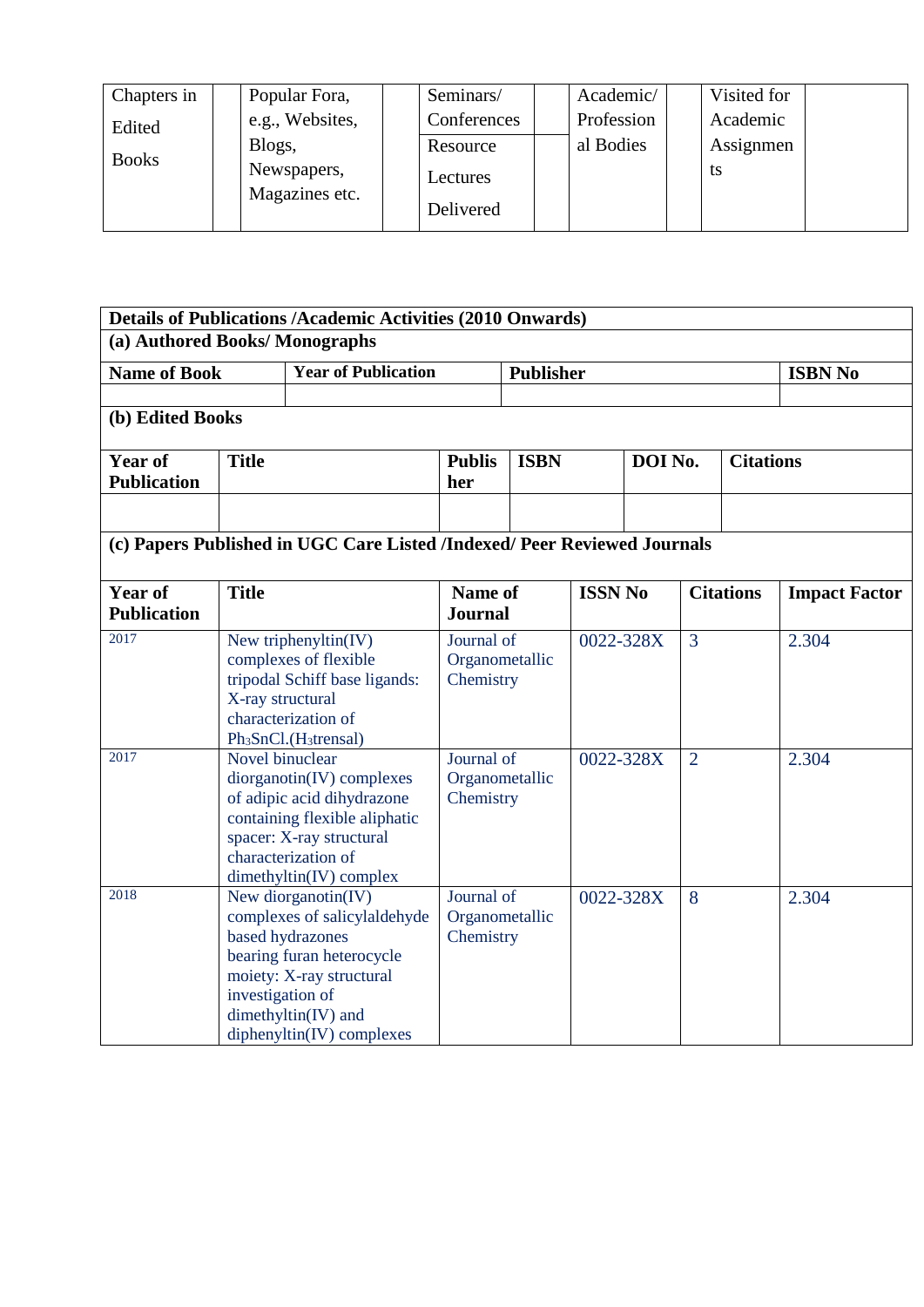| Chapters in Edited Books | | Popular Fora, e.g., Websites, Blogs, Newspapers, Magazines etc. | | Seminars/ Conferences | | Academic/ Professional Bodies | | Visited for Academic Assignments | |
|---|---|---|---|---|---|---|---|---|---|
| | | | | Resource Lectures Delivered | | | | | |

**Details of Publications /Academic Activities (2010 Onwards)**

**(a) Authored Books/ Monographs**

| Name of Book | Year of Publication | Publisher | ISBN No |
|---|---|---|---|
| | | | |

**(b) Edited Books**

| Year of Publication | Title | Publisher | ISBN | DOI No. | Citations |
|---|---|---|---|---|---|
| | | | | | |

**(c) Papers Published in UGC Care Listed /Indexed/ Peer Reviewed Journals**

| Year of Publication | Title | Name of Journal | ISSN No | Citations | Impact Factor |
|---|---|---|---|---|---|
| 2017 | New triphenyltin(IV) complexes of flexible tripodal Schiff base ligands: X-ray structural characterization of $Ph_3SnCl.(H_3trensal)$ | Journal of Organometallic Chemistry | 0022-328X | 3 | 2.304 |
| 2017 | Novel binuclear diorganotin(IV) complexes of adipic acid dihydrazone containing flexible aliphatic spacer: X-ray structural characterization of dimethyltin(IV) complex | Journal of Organometallic Chemistry | 0022-328X | 2 | 2.304 |
| 2018 | New diorganotin(IV) complexes of salicylaldehyde based hydrazones bearing furan heterocycle moiety: X-ray structural investigation of dimethyltin(IV) and diphenyltin(IV) complexes | Journal of Organometallic Chemistry | 0022-328X | 8 | 2.304 |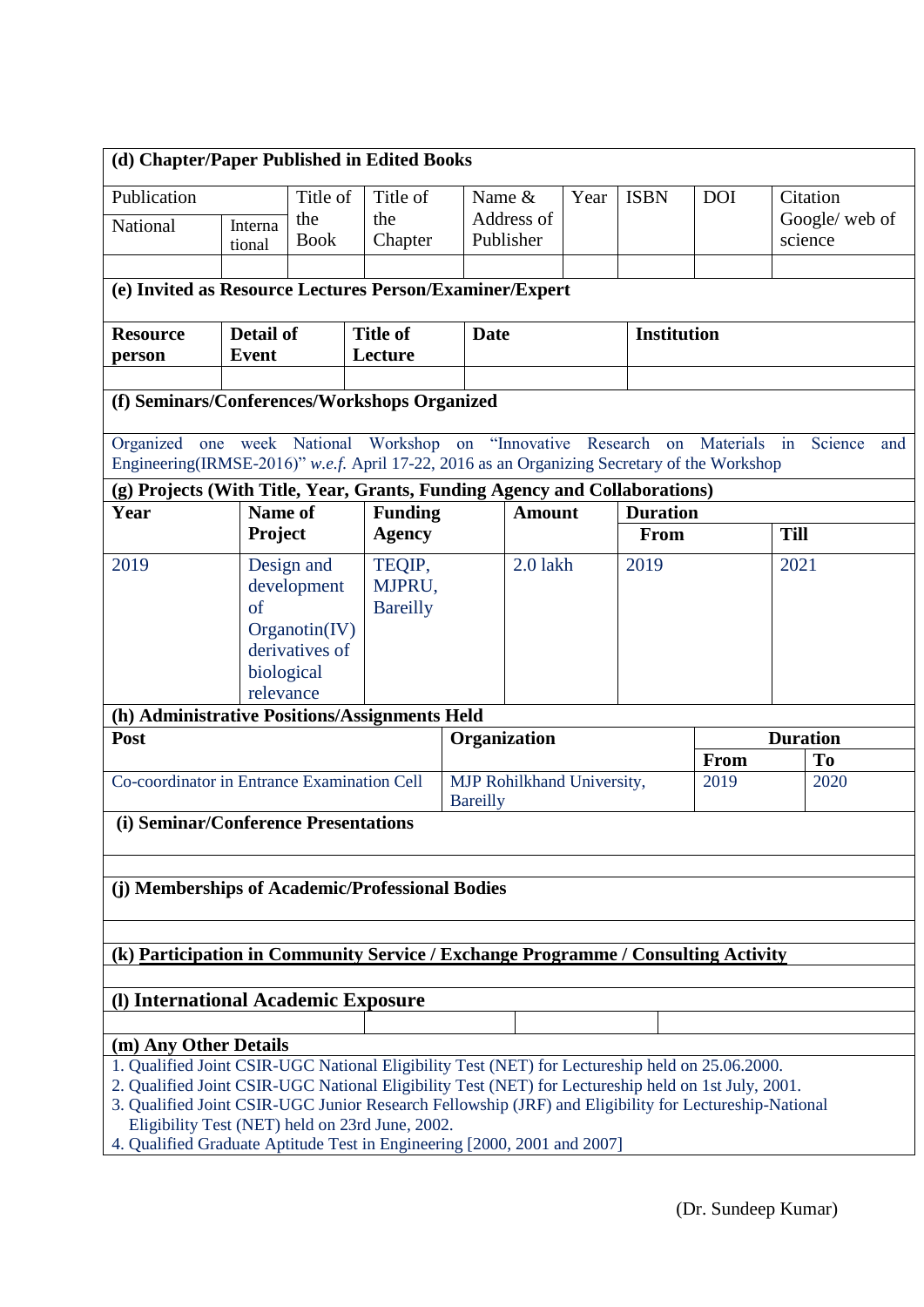**(d) Chapter/Paper Published in Edited Books**

| Publication | | Title of the Book | Title of the Chapter | Name & Address of Publisher | Year | ISBN | DOI | Citation Google/ web of science |
|---|---|---|---|---|---|---|---|---|
| National | International | | | | | | | |
| | | | | | | | | |

**(e) Invited as Resource Lectures Person/Examiner/Expert**

| Resource person | Detail of Event | Title of Lecture | Date | Institution |
|---|---|---|---|---|
| | | | | |

**(f) Seminars/Conferences/Workshops Organized**

Organized one week National Workshop on "Innovative Research on Materials in Science and Engineering(IRMSE-2016)" *w.e.f.* April 17-22, 2016 as an Organizing Secretary of the Workshop

**(g) Projects (With Title, Year, Grants, Funding Agency and Collaborations)**

| Year | Name of Project | Funding Agency | Amount | Duration | |
|---|---|---|---|---|---|
| | | | | From | Till |
| 2019 | Design and development of Organotin(IV) derivatives of biological relevance | TEQIP, MJPRU, Bareilly | 2.0 lakh | 2019 | 2021 |

**(h) Administrative Positions/Assignments Held**

| Post | Organization | Duration | |
|---|---|---|---|
| | | From | To |
| Co-coordinator in Entrance Examination Cell | MJP Rohilkhand University, Bareilly | 2019 | 2020 |

**(i) Seminar/Conference Presentations**

**(j) Memberships of Academic/Professional Bodies**

**(k) Participation in Community Service / Exchange Programme / Consulting Activity**

**(l) International Academic Exposure**

**(m) Any Other Details**

1. Qualified Joint CSIR-UGC National Eligibility Test (NET) for Lectureship held on 25.06.2000.
2. Qualified Joint CSIR-UGC National Eligibility Test (NET) for Lectureship held on 1st July, 2001.
3. Qualified Joint CSIR-UGC Junior Research Fellowship (JRF) and Eligibility for Lectureship-National Eligibility Test (NET) held on 23rd June, 2002.
4. Qualified Graduate Aptitude Test in Engineering [2000, 2001 and 2007]

(Dr. Sundeep Kumar)